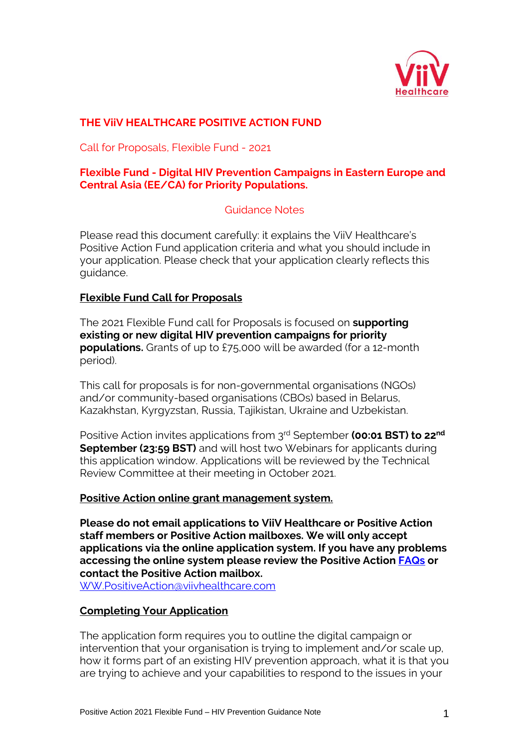# THE ViiV HEALTHCARE POSITIVE ACTION FUND

Call for Proposals, Flexible Fund - 2021

## Flexible Fund - Digital HIV Prevention Campaigns in Eastern Europe and Central Asia (EE/CA) for Priority Populations.

Guidance Notes

Please read this document carefully: it explains the ViiV Healthcare's Positive Action Fund application criteria and what you should include in your application. Please check that your application clearly reflects this guidance.

### Flexible Fund Call for Proposals

The 2021 Flexible Fund call for Proposals is focused on **supporting existing or new digital HIV prevention campaigns for priority populations.** Grants of up to £75,000 will be awarded (for a 12-month period).

This call for proposals is for non-governmental organisations (NGOs) and/or community-based organisations (CBOs) based in Belarus, Kazakhstan, Kyrgyzstan, Russia, Tajikistan, Ukraine and Uzbekistan.

Positive Action invites applications from 3rd September **(00:01 BST) to 22nd September (23:59 BST)** and will host two Webinars for applicants during this application window. Applications will be reviewed by the Technical Review Committee at their meeting in October 2021.

### Positive Action online grant management system.

**Please do not email applications to ViiV Healthcare or Positive Action staff members or Positive Action mailboxes. We will only accept applications via the online application system. If you have any problems accessing the online system please review the Positive Action [FAQs] or contact the Positive Action mailbox.**
WW.PositiveAction@viivhealthcare.com

### Completing Your Application

The application form requires you to outline the digital campaign or intervention that your organisation is trying to implement and/or scale up, how it forms part of an existing HIV prevention approach, what it is that you are trying to achieve and your capabilities to respond to the issues in your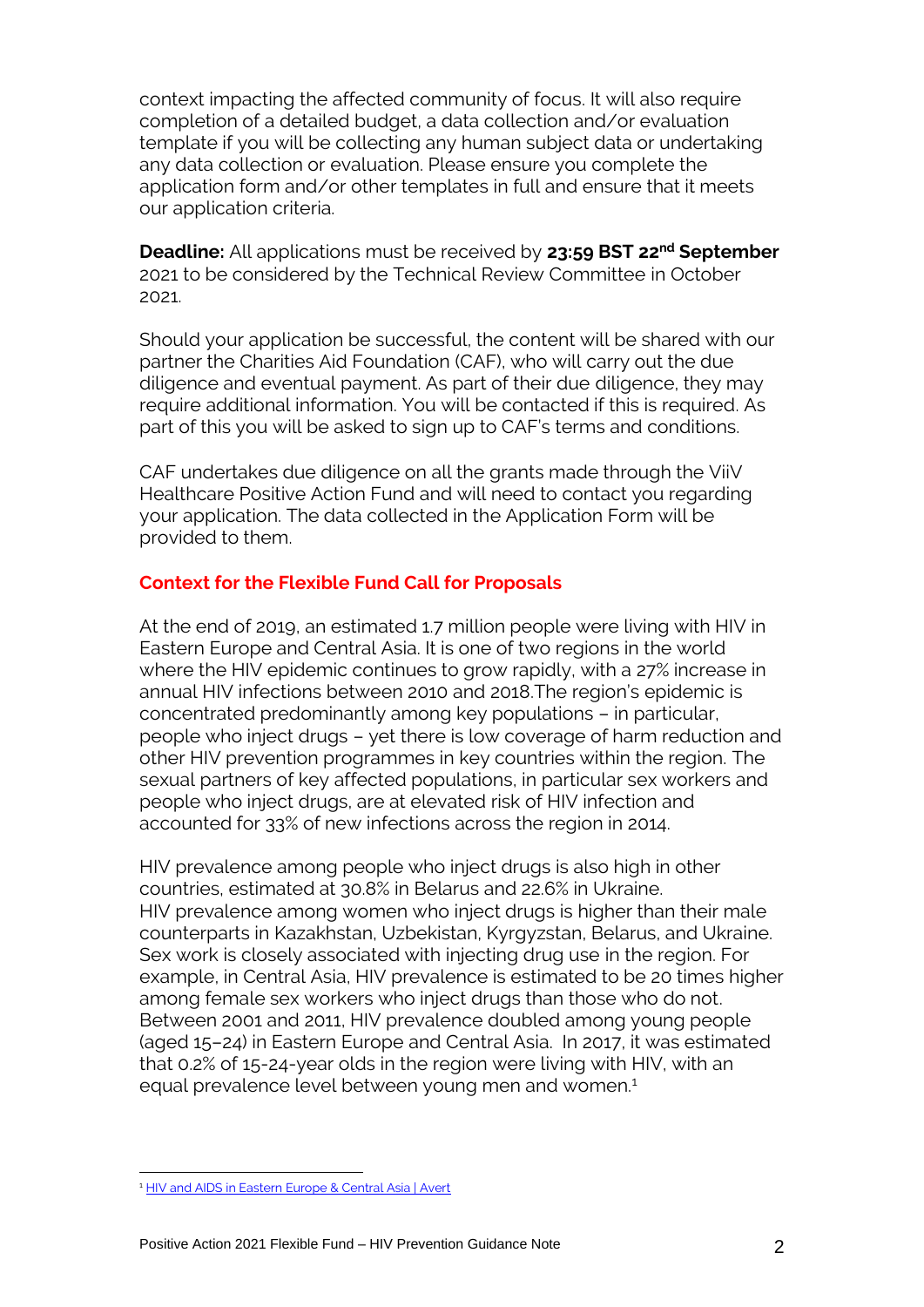context impacting the affected community of focus. It will also require completion of a detailed budget, a data collection and/or evaluation template if you will be collecting any human subject data or undertaking any data collection or evaluation. Please ensure you complete the application form and/or other templates in full and ensure that it meets our application criteria.

**Deadline:** All applications must be received by **23:59 BST 22nd September** 2021 to be considered by the Technical Review Committee in October 2021.

Should your application be successful, the content will be shared with our partner the Charities Aid Foundation (CAF), who will carry out the due diligence and eventual payment. As part of their due diligence, they may require additional information. You will be contacted if this is required. As part of this you will be asked to sign up to CAF's terms and conditions.

CAF undertakes due diligence on all the grants made through the ViiV Healthcare Positive Action Fund and will need to contact you regarding your application. The data collected in the Application Form will be provided to them.

## Context for the Flexible Fund Call for Proposals

At the end of 2019, an estimated 1.7 million people were living with HIV in Eastern Europe and Central Asia. It is one of two regions in the world where the HIV epidemic continues to grow rapidly, with a 27% increase in annual HIV infections between 2010 and 2018.The region's epidemic is concentrated predominantly among key populations – in particular, people who inject drugs – yet there is low coverage of harm reduction and other HIV prevention programmes in key countries within the region. The sexual partners of key affected populations, in particular sex workers and people who inject drugs, are at elevated risk of HIV infection and accounted for 33% of new infections across the region in 2014.

HIV prevalence among people who inject drugs is also high in other countries, estimated at 30.8% in Belarus and 22.6% in Ukraine.
HIV prevalence among women who inject drugs is higher than their male counterparts in Kazakhstan, Uzbekistan, Kyrgyzstan, Belarus, and Ukraine. Sex work is closely associated with injecting drug use in the region. For example, in Central Asia, HIV prevalence is estimated to be 20 times higher among female sex workers who inject drugs than those who do not. Between 2001 and 2011, HIV prevalence doubled among young people (aged 15–24) in Eastern Europe and Central Asia. In 2017, it was estimated that 0.2% of 15-24-year olds in the region were living with HIV, with an equal prevalence level between young men and women.[1]

[1] HIV and AIDS in Eastern Europe & Central Asia | Avert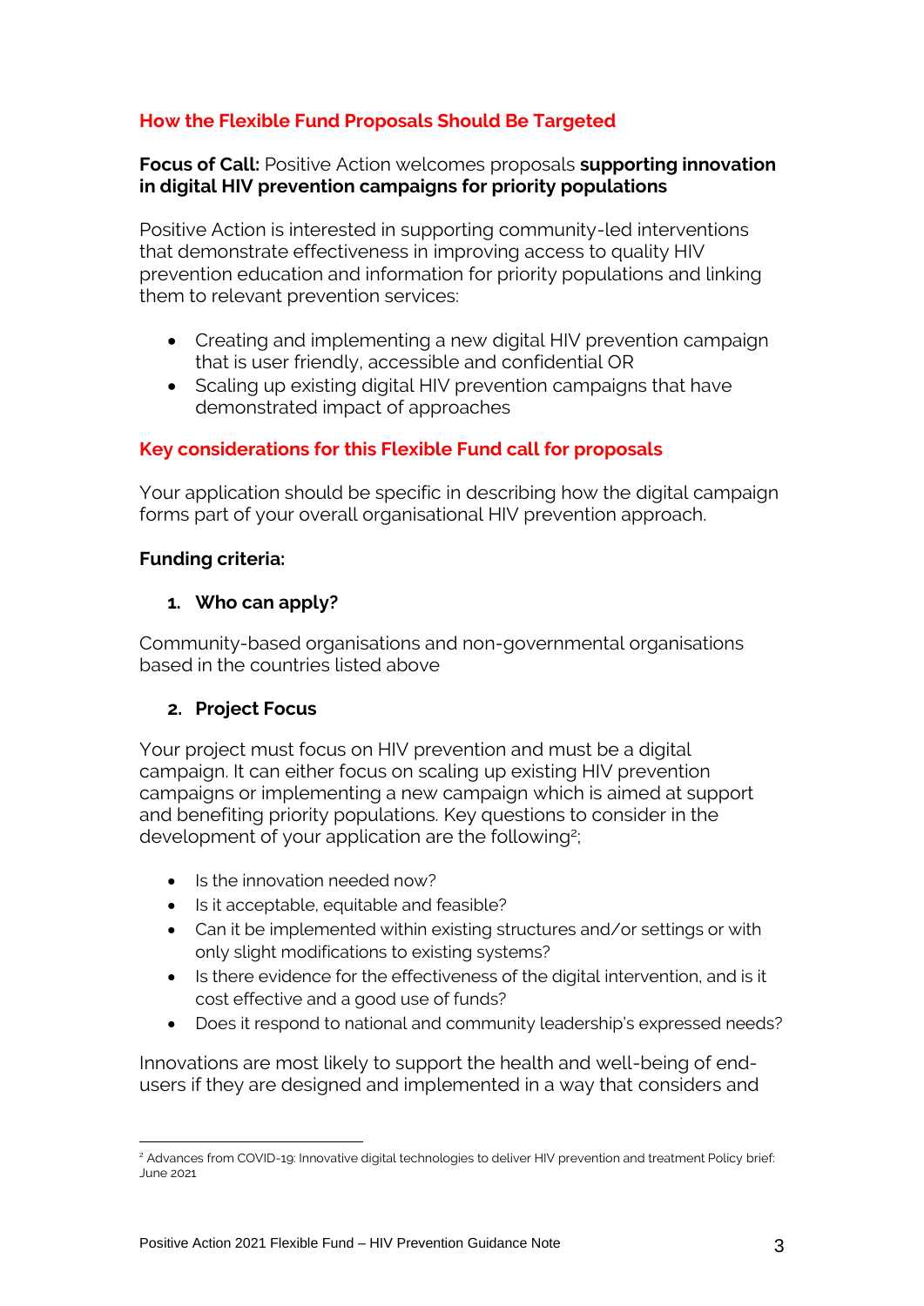## How the Flexible Fund Proposals Should Be Targeted

**Focus of Call:** Positive Action welcomes proposals **supporting innovation in digital HIV prevention campaigns for priority populations**

Positive Action is interested in supporting community-led interventions that demonstrate effectiveness in improving access to quality HIV prevention education and information for priority populations and linking them to relevant prevention services:

- Creating and implementing a new digital HIV prevention campaign that is user friendly, accessible and confidential OR
- Scaling up existing digital HIV prevention campaigns that have demonstrated impact of approaches

## Key considerations for this Flexible Fund call for proposals

Your application should be specific in describing how the digital campaign forms part of your overall organisational HIV prevention approach.

**Funding criteria:**

1. **Who can apply?**

Community-based organisations and non-governmental organisations based in the countries listed above

2. **Project Focus**

Your project must focus on HIV prevention and must be a digital campaign. It can either focus on scaling up existing HIV prevention campaigns or implementing a new campaign which is aimed at support and benefiting priority populations. Key questions to consider in the development of your application are the following[2];

- Is the innovation needed now?
- Is it acceptable, equitable and feasible?
- Can it be implemented within existing structures and/or settings or with only slight modifications to existing systems?
- Is there evidence for the effectiveness of the digital intervention, and is it cost effective and a good use of funds?
- Does it respond to national and community leadership's expressed needs?

Innovations are most likely to support the health and well-being of end-users if they are designed and implemented in a way that considers and

---

[2] Advances from COVID-19: Innovative digital technologies to deliver HIV prevention and treatment Policy brief: June 2021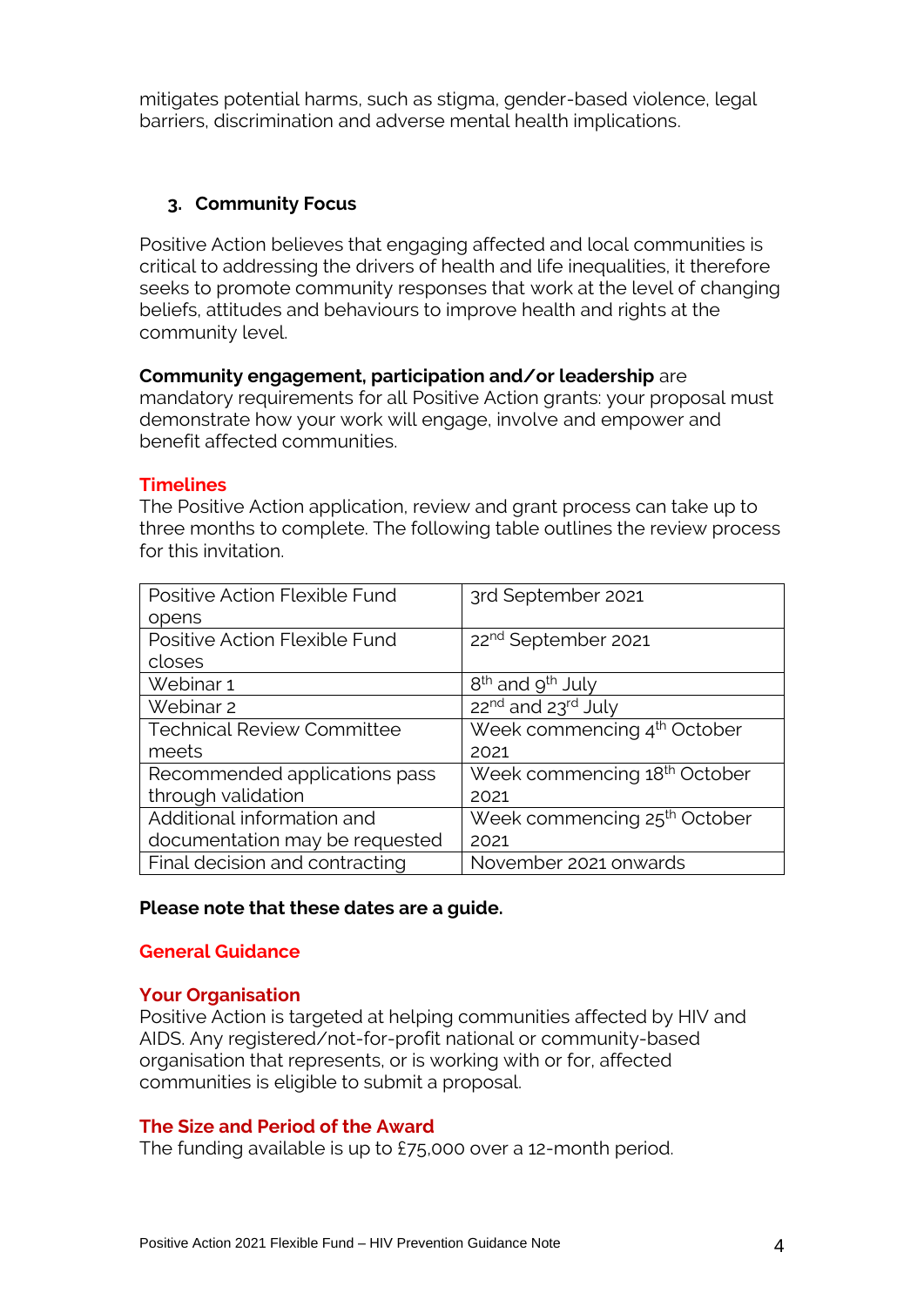mitigates potential harms, such as stigma, gender-based violence, legal barriers, discrimination and adverse mental health implications.

### 3. Community Focus

Positive Action believes that engaging affected and local communities is critical to addressing the drivers of health and life inequalities, it therefore seeks to promote community responses that work at the level of changing beliefs, attitudes and behaviours to improve health and rights at the community level.

**Community engagement, participation and/or leadership** are mandatory requirements for all Positive Action grants: your proposal must demonstrate how your work will engage, involve and empower and benefit affected communities.

## Timelines

The Positive Action application, review and grant process can take up to three months to complete. The following table outlines the review process for this invitation.

| | |
|---|---|
| Positive Action Flexible Fund opens | 3rd September 2021 |
| Positive Action Flexible Fund closes | 22nd September 2021 |
| Webinar 1 | 8th and 9th July |
| Webinar 2 | 22nd and 23rd July |
| Technical Review Committee meets | Week commencing 4th October 2021 |
| Recommended applications pass through validation | Week commencing 18th October 2021 |
| Additional information and documentation may be requested | Week commencing 25th October 2021 |
| Final decision and contracting | November 2021 onwards |

**Please note that these dates are a guide.**

## General Guidance

## Your Organisation

Positive Action is targeted at helping communities affected by HIV and AIDS. Any registered/not-for-profit national or community-based organisation that represents, or is working with or for, affected communities is eligible to submit a proposal.

## The Size and Period of the Award

The funding available is up to £75,000 over a 12-month period.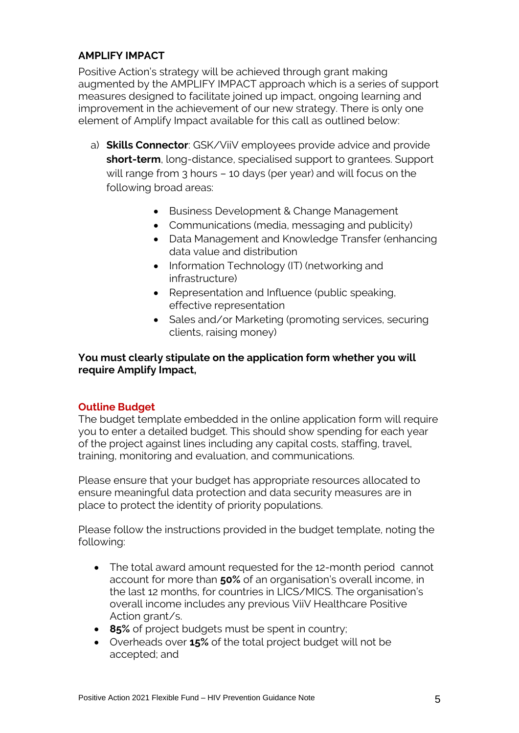### AMPLIFY IMPACT

Positive Action's strategy will be achieved through grant making augmented by the AMPLIFY IMPACT approach which is a series of support measures designed to facilitate joined up impact, ongoing learning and improvement in the achievement of our new strategy. There is only one element of Amplify Impact available for this call as outlined below:

a) **Skills Connector**: GSK/ViiV employees provide advice and provide **short-term**, long-distance, specialised support to grantees. Support will range from 3 hours – 10 days (per year) and will focus on the following broad areas:

   - Business Development & Change Management
   - Communications (media, messaging and publicity)
   - Data Management and Knowledge Transfer (enhancing data value and distribution
   - Information Technology (IT) (networking and infrastructure)
   - Representation and Influence (public speaking, effective representation
   - Sales and/or Marketing (promoting services, securing clients, raising money)

**You must clearly stipulate on the application form whether you will require Amplify Impact,**

### Outline Budget

The budget template embedded in the online application form will require you to enter a detailed budget. This should show spending for each year of the project against lines including any capital costs, staffing, travel, training, monitoring and evaluation, and communications.

Please ensure that your budget has appropriate resources allocated to ensure meaningful data protection and data security measures are in place to protect the identity of priority populations.

Please follow the instructions provided in the budget template, noting the following:

- The total award amount requested for the 12-month period cannot account for more than **50%** of an organisation's overall income, in the last 12 months, for countries in LICS/MICS. The organisation's overall income includes any previous ViiV Healthcare Positive Action grant/s.
- **85%** of project budgets must be spent in country;
- Overheads over **15%** of the total project budget will not be accepted; and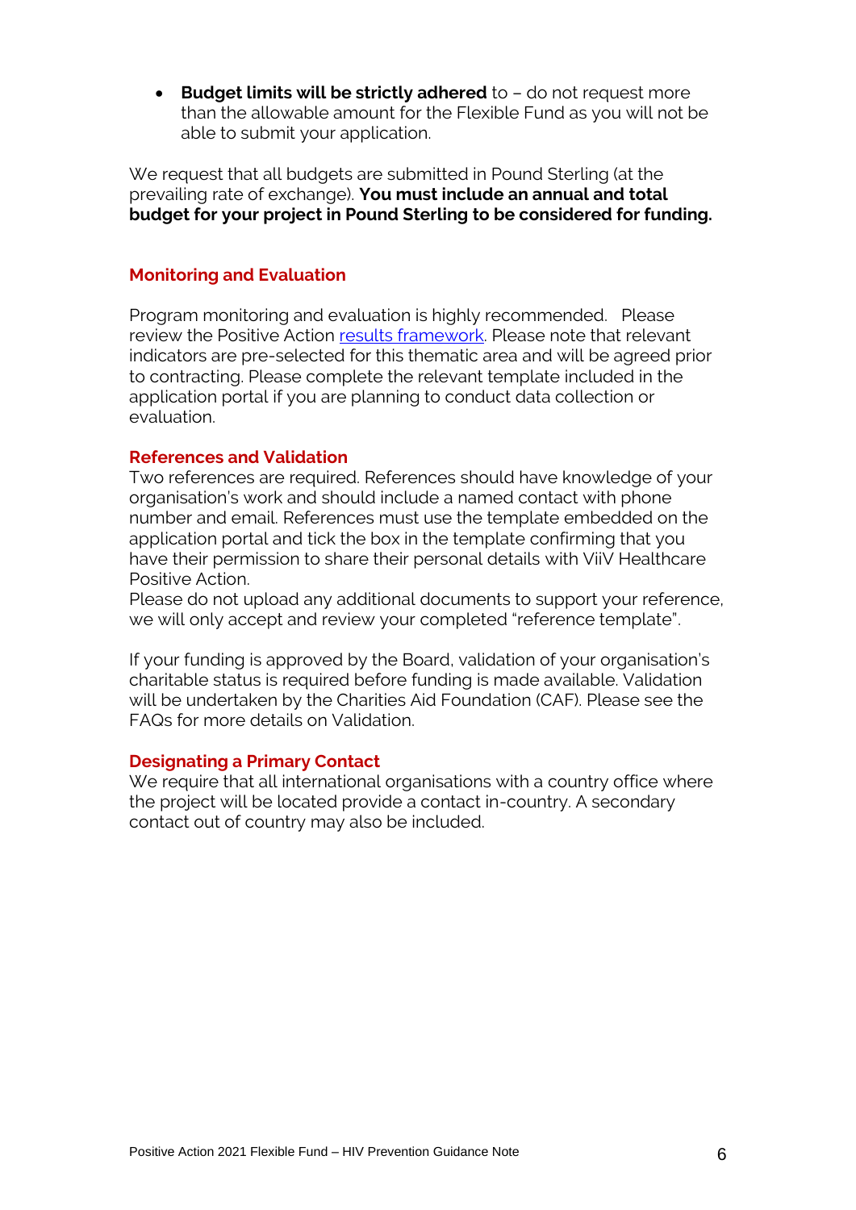- **Budget limits will be strictly adhered** to – do not request more than the allowable amount for the Flexible Fund as you will not be able to submit your application.

We request that all budgets are submitted in Pound Sterling (at the prevailing rate of exchange). **You must include an annual and total budget for your project in Pound Sterling to be considered for funding.**

## Monitoring and Evaluation

Program monitoring and evaluation is highly recommended. Please review the Positive Action results framework. Please note that relevant indicators are pre-selected for this thematic area and will be agreed prior to contracting. Please complete the relevant template included in the application portal if you are planning to conduct data collection or evaluation.

## References and Validation

Two references are required. References should have knowledge of your organisation's work and should include a named contact with phone number and email. References must use the template embedded on the application portal and tick the box in the template confirming that you have their permission to share their personal details with ViiV Healthcare Positive Action.

Please do not upload any additional documents to support your reference, we will only accept and review your completed "reference template".

If your funding is approved by the Board, validation of your organisation's charitable status is required before funding is made available. Validation will be undertaken by the Charities Aid Foundation (CAF). Please see the FAQs for more details on Validation.

## Designating a Primary Contact

We require that all international organisations with a country office where the project will be located provide a contact in-country. A secondary contact out of country may also be included.